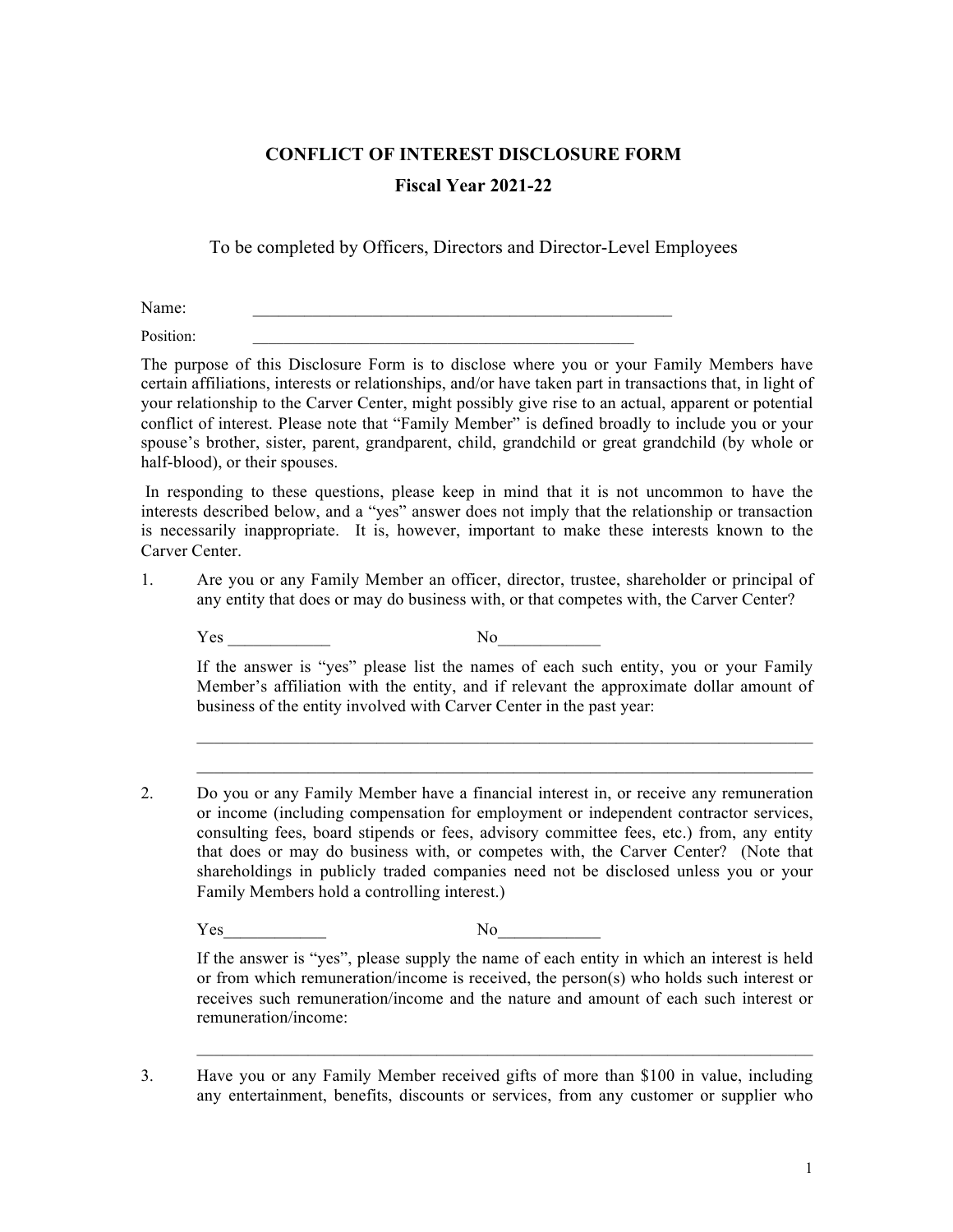# CONFLICT OF INTEREST DISCLOSURE FORM

## Fiscal Year 2021-22

To be completed by Officers, Directors and Director-Level Employees

Name: ____________________________________________________

Position: ________________________________________________

The purpose of this Disclosure Form is to disclose where you or your Family Members have certain affiliations, interests or relationships, and/or have taken part in transactions that, in light of your relationship to the Carver Center, might possibly give rise to an actual, apparent or potential conflict of interest. Please note that "Family Member" is defined broadly to include you or your spouse's brother, sister, parent, grandparent, child, grandchild or great grandchild (by whole or half-blood), or their spouses.

In responding to these questions, please keep in mind that it is not uncommon to have the interests described below, and a "yes" answer does not imply that the relationship or transaction is necessarily inappropriate. It is, however, important to make these interests known to the Carver Center.

1. Are you or any Family Member an officer, director, trustee, shareholder or principal of any entity that does or may do business with, or that competes with, the Carver Center?

   Yes ____________ No____________

   If the answer is "yes" please list the names of each such entity, you or your Family Member's affiliation with the entity, and if relevant the approximate dollar amount of business of the entity involved with Carver Center in the past year:

   ____________________________________________________________________________

   ____________________________________________________________________________

2. Do you or any Family Member have a financial interest in, or receive any remuneration or income (including compensation for employment or independent contractor services, consulting fees, board stipends or fees, advisory committee fees, etc.) from, any entity that does or may do business with, or competes with, the Carver Center? (Note that shareholdings in publicly traded companies need not be disclosed unless you or your Family Members hold a controlling interest.)

   Yes____________ No____________

   If the answer is "yes", please supply the name of each entity in which an interest is held or from which remuneration/income is received, the person(s) who holds such interest or receives such remuneration/income and the nature and amount of each such interest or remuneration/income:

   ____________________________________________________________________________

3. Have you or any Family Member received gifts of more than $100 in value, including any entertainment, benefits, discounts or services, from any customer or supplier who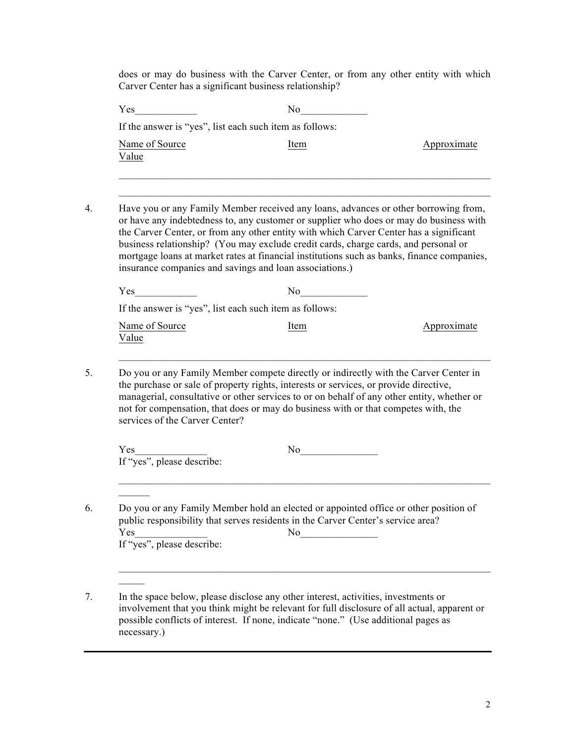does or may do business with the Carver Center, or from any other entity with which Carver Center has a significant business relationship?

Yes____________ No_____________

If the answer is "yes", list each such item as follows:

Name of Source Item Approximate Value

___________________________________________________________________________

___________________________________________________________________________

4. Have you or any Family Member received any loans, advances or other borrowing from, or have any indebtedness to, any customer or supplier who does or may do business with the Carver Center, or from any other entity with which Carver Center has a significant business relationship? (You may exclude credit cards, charge cards, and personal or mortgage loans at market rates at financial institutions such as banks, finance companies, insurance companies and savings and loan associations.)

Yes____________ No_____________

If the answer is "yes", list each such item as follows:

Name of Source Item Approximate Value

___________________________________________________________________________

5. Do you or any Family Member compete directly or indirectly with the Carver Center in the purchase or sale of property rights, interests or services, or provide directive, managerial, consultative or other services to or on behalf of any other entity, whether or not for compensation, that does or may do business with or that competes with, the services of the Carver Center?

Yes______________ No_______________

If "yes", please describe:

___________________________________________________________________________

6. Do you or any Family Member hold an elected or appointed office or other position of public responsibility that serves residents in the Carver Center's service area?

Yes______________ No_______________

If "yes", please describe:

___________________________________________________________________________

7. In the space below, please disclose any other interest, activities, investments or involvement that you think might be relevant for full disclosure of all actual, apparent or possible conflicts of interest. If none, indicate "none." (Use additional pages as necessary.)

___________________________________________________________________________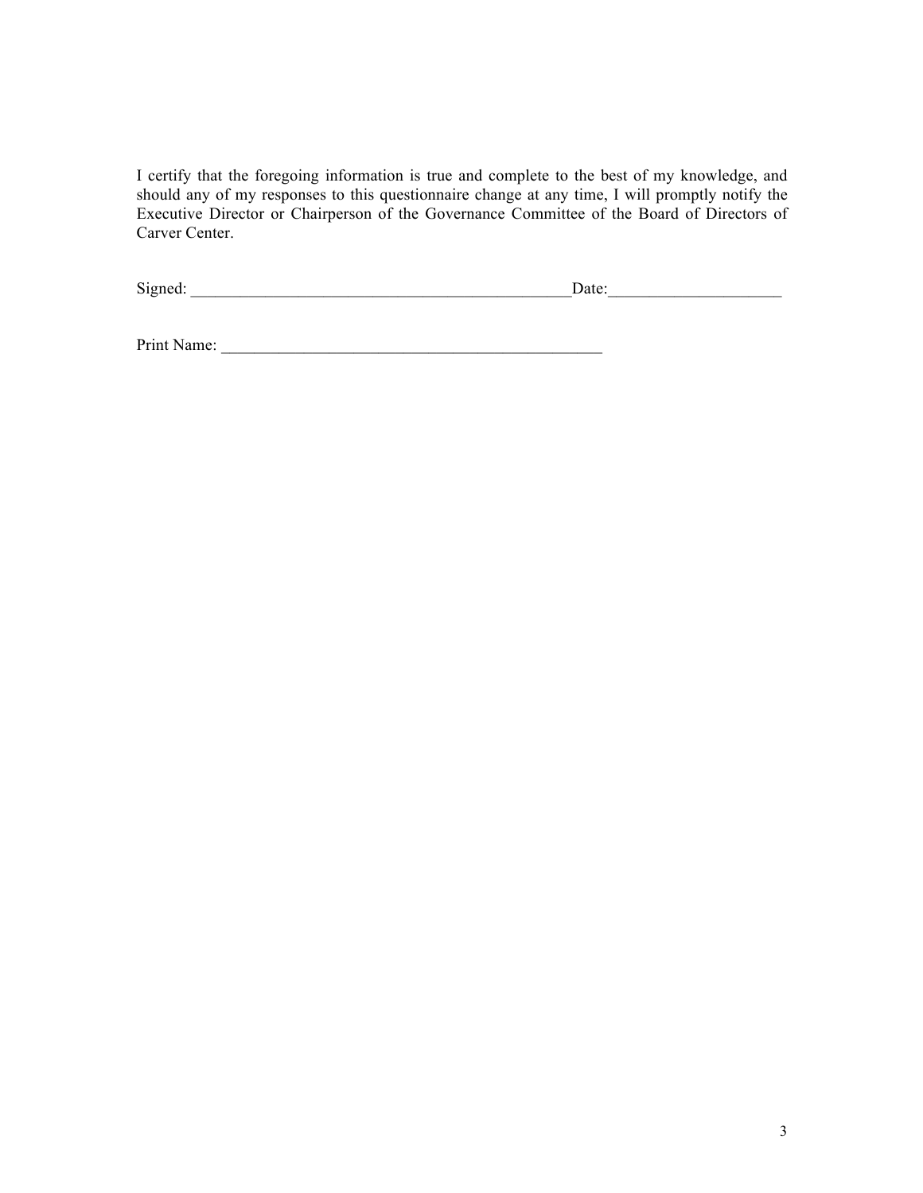I certify that the foregoing information is true and complete to the best of my knowledge, and should any of my responses to this questionnaire change at any time, I will promptly notify the Executive Director or Chairperson of the Governance Committee of the Board of Directors of Carver Center.

Signed: _______________________________________________Date:_____________________

Print Name: ________________________________________________